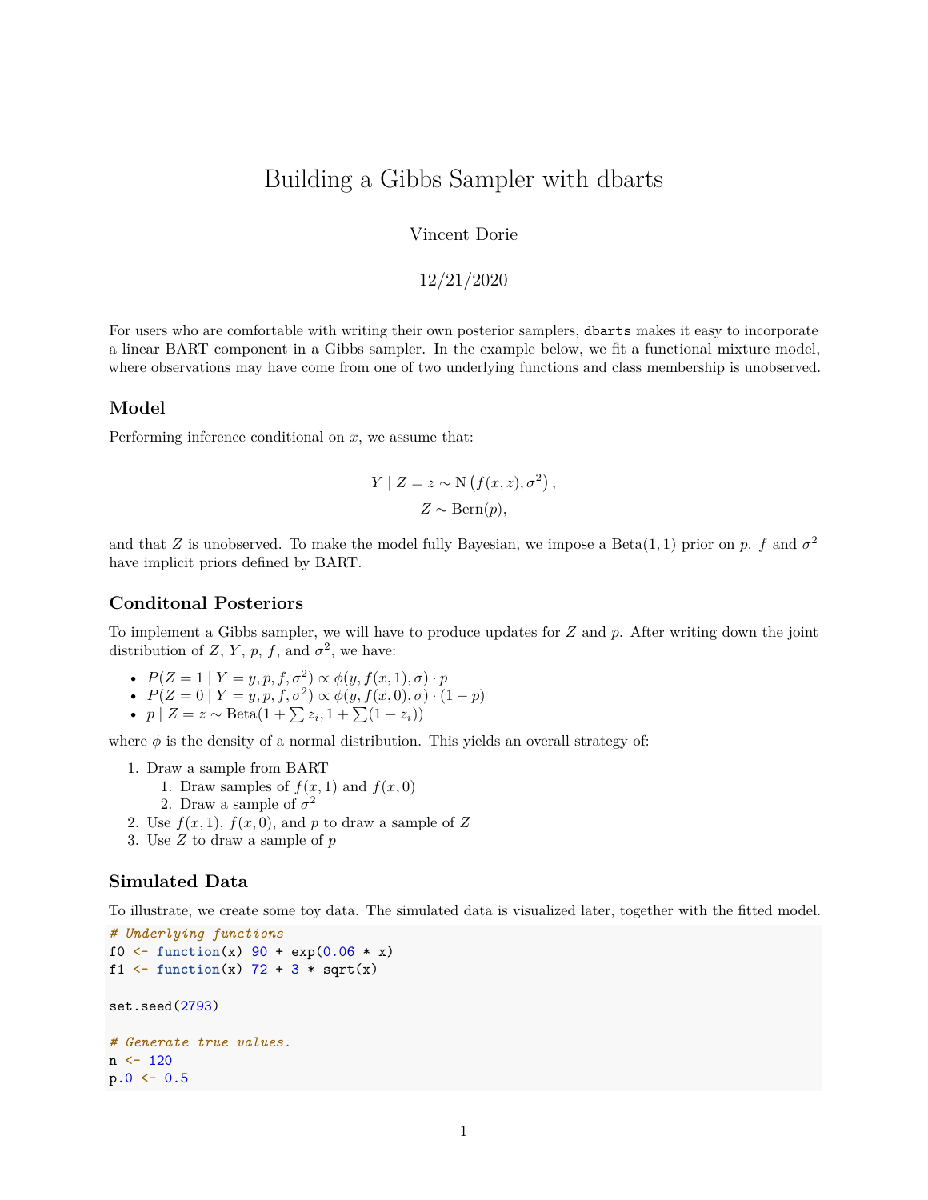# Building a Gibbs Sampler with dbarts

Vincent Dorie

12/21/2020

For users who are comfortable with writing their own posterior samplers, `dbarts` makes it easy to incorporate a linear BART component in a Gibbs sampler. In the example below, we fit a functional mixture model, where observations may have come from one of two underlying functions and class membership is unobserved.

## Model

Performing inference conditional on $x$, we assume that:

$$Y \mid Z = z \sim \text{N}\left(f(x, z), \sigma^2\right),$$
$$Z \sim \text{Bern}(p),$$

and that $Z$ is unobserved. To make the model fully Bayesian, we impose a $\text{Beta}(1, 1)$ prior on $p$. $f$ and $\sigma^2$ have implicit priors defined by BART.

## Conditonal Posteriors

To implement a Gibbs sampler, we will have to produce updates for $Z$ and $p$. After writing down the joint distribution of $Z$, $Y$, $p$, $f$, and $\sigma^2$, we have:

- $P(Z = 1 \mid Y = y, p, f, \sigma^2) \propto \phi(y, f(x, 1), \sigma) \cdot p$
- $P(Z = 0 \mid Y = y, p, f, \sigma^2) \propto \phi(y, f(x, 0), \sigma) \cdot (1 - p)$
- $p \mid Z = z \sim \text{Beta}(1 + \sum z_i, 1 + \sum(1 - z_i))$

where $\phi$ is the density of a normal distribution. This yields an overall strategy of:

1. Draw a sample from BART
   1. Draw samples of $f(x, 1)$ and $f(x, 0)$
   2. Draw a sample of $\sigma^2$
2. Use $f(x, 1)$, $f(x, 0)$, and $p$ to draw a sample of $Z$
3. Use $Z$ to draw a sample of $p$

## Simulated Data

To illustrate, we create some toy data. The simulated data is visualized later, together with the fitted model.

```
# Underlying functions
f0 <- function(x) 90 + exp(0.06 * x)
f1 <- function(x) 72 + 3 * sqrt(x)

set.seed(2793)

# Generate true values.
n <- 120
p.0 <- 0.5
```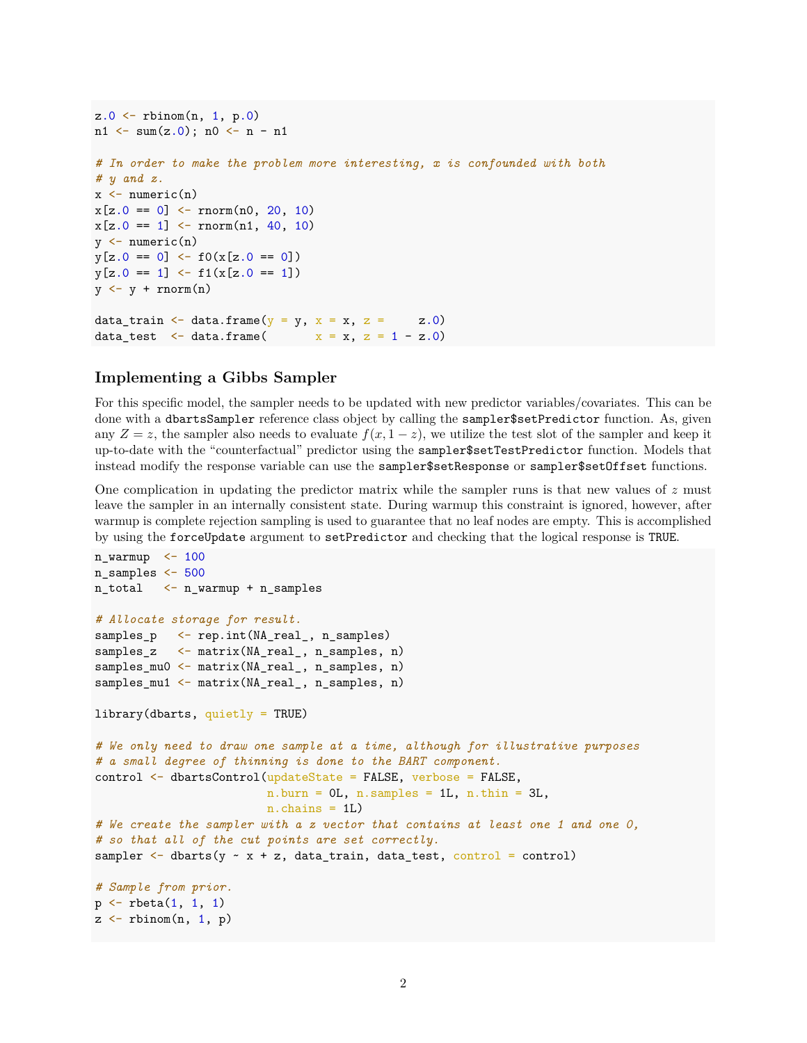```
z.0 <- rbinom(n, 1, p.0)
n1 <- sum(z.0); n0 <- n - n1

# In order to make the problem more interesting, x is confounded with both
# y and z.
x <- numeric(n)
x[z.0 == 0] <- rnorm(n0, 20, 10)
x[z.0 == 1] <- rnorm(n1, 40, 10)
y <- numeric(n)
y[z.0 == 0] <- f0(x[z.0 == 0])
y[z.0 == 1] <- f1(x[z.0 == 1])
y <- y + rnorm(n)

data_train <- data.frame(y = y, x = x, z =     z.0)
data_test  <- data.frame(       x = x, z = 1 - z.0)
```

### Implementing a Gibbs Sampler

For this specific model, the sampler needs to be updated with new predictor variables/covariates. This can be done with a `dbartsSampler` reference class object by calling the `sampler$setPredictor` function. As, given any $Z = z$, the sampler also needs to evaluate $f(x, 1 - z)$, we utilize the test slot of the sampler and keep it up-to-date with the "counterfactual" predictor using the `sampler$setTestPredictor` function. Models that instead modify the response variable can use the `sampler$setResponse` or `sampler$setOffset` functions.

One complication in updating the predictor matrix while the sampler runs is that new values of $z$ must leave the sampler in an internally consistent state. During warmup this constraint is ignored, however, after warmup is complete rejection sampling is used to guarantee that no leaf nodes are empty. This is accomplished by using the `forceUpdate` argument to `setPredictor` and checking that the logical response is `TRUE`.

```
n_warmup  <- 100
n_samples <- 500
n_total   <- n_warmup + n_samples

# Allocate storage for result.
samples_p   <- rep.int(NA_real_, n_samples)
samples_z   <- matrix(NA_real_, n_samples, n)
samples_mu0 <- matrix(NA_real_, n_samples, n)
samples_mu1 <- matrix(NA_real_, n_samples, n)

library(dbarts, quietly = TRUE)

# We only need to draw one sample at a time, although for illustrative purposes
# a small degree of thinning is done to the BART component.
control <- dbartsControl(updateState = FALSE, verbose = FALSE,
                         n.burn = 0L, n.samples = 1L, n.thin = 3L,
                         n.chains = 1L)
# We create the sampler with a z vector that contains at least one 1 and one 0,
# so that all of the cut points are set correctly.
sampler <- dbarts(y ~ x + z, data_train, data_test, control = control)

# Sample from prior.
p <- rbeta(1, 1, 1)
z <- rbinom(n, 1, p)
```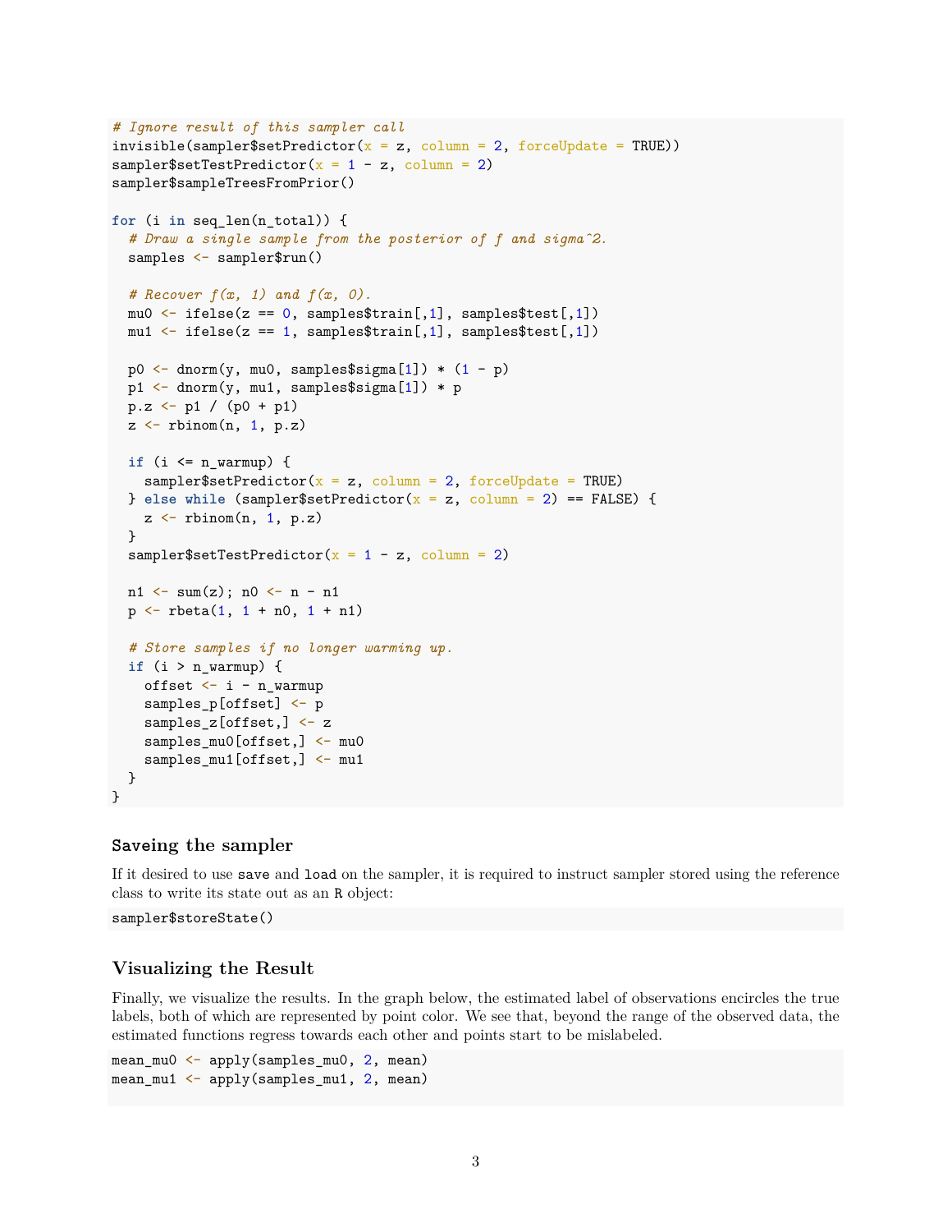```
# Ignore result of this sampler call
invisible(sampler$setPredictor(x = z, column = 2, forceUpdate = TRUE))
sampler$setTestPredictor(x = 1 - z, column = 2)
sampler$sampleTreesFromPrior()

for (i in seq_len(n_total)) {
  # Draw a single sample from the posterior of f and sigma^2.
  samples <- sampler$run()

  # Recover f(x, 1) and f(x, 0).
  mu0 <- ifelse(z == 0, samples$train[,1], samples$test[,1])
  mu1 <- ifelse(z == 1, samples$train[,1], samples$test[,1])

  p0 <- dnorm(y, mu0, samples$sigma[1]) * (1 - p)
  p1 <- dnorm(y, mu1, samples$sigma[1]) * p
  p.z <- p1 / (p0 + p1)
  z <- rbinom(n, 1, p.z)

  if (i <= n_warmup) {
    sampler$setPredictor(x = z, column = 2, forceUpdate = TRUE)
  } else while (sampler$setPredictor(x = z, column = 2) == FALSE) {
    z <- rbinom(n, 1, p.z)
  }
  sampler$setTestPredictor(x = 1 - z, column = 2)

  n1 <- sum(z); n0 <- n - n1
  p <- rbeta(1, 1 + n0, 1 + n1)

  # Store samples if no longer warming up.
  if (i > n_warmup) {
    offset <- i - n_warmup
    samples_p[offset] <- p
    samples_z[offset,] <- z
    samples_mu0[offset,] <- mu0
    samples_mu1[offset,] <- mu1
  }
}
```

### Saveing the sampler

If it desired to use `save` and `load` on the sampler, it is required to instruct sampler stored using the reference class to write its state out as an `R` object:

```
sampler$storeState()
```

### Visualizing the Result

Finally, we visualize the results. In the graph below, the estimated label of observations encircles the true labels, both of which are represented by point color. We see that, beyond the range of the observed data, the estimated functions regress towards each other and points start to be mislabeled.

```
mean_mu0 <- apply(samples_mu0, 2, mean)
mean_mu1 <- apply(samples_mu1, 2, mean)
```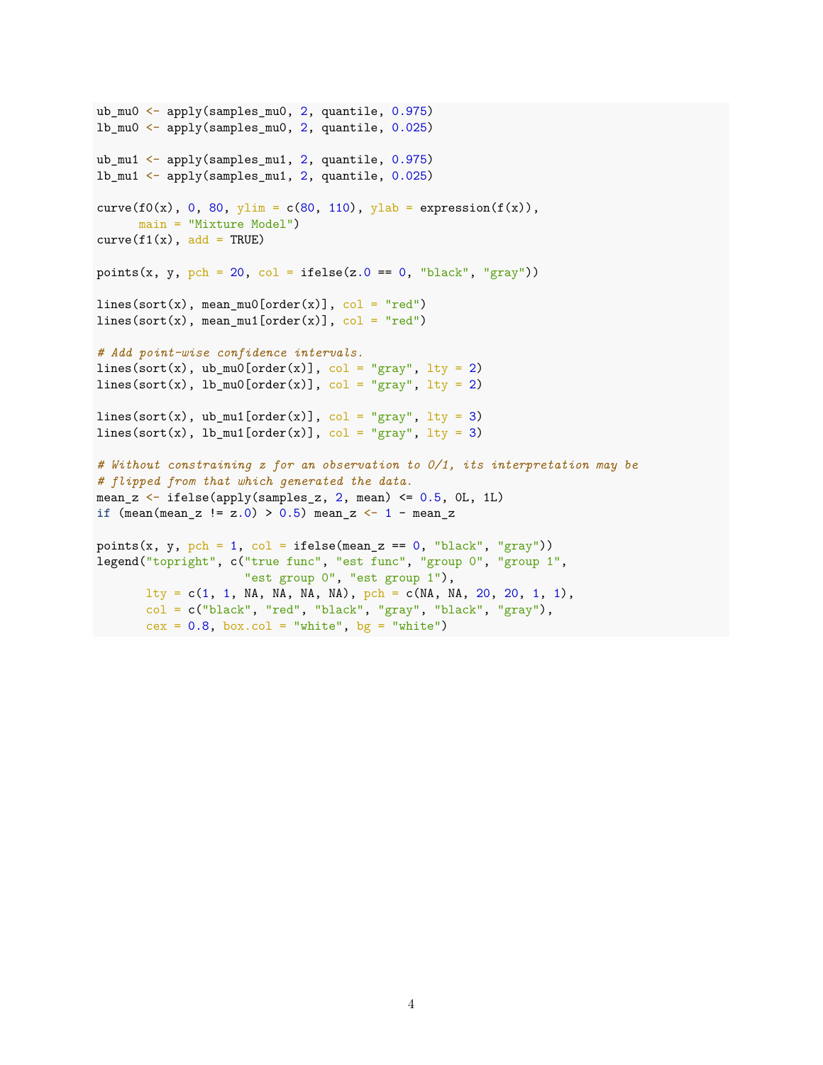```r
ub_mu0 <- apply(samples_mu0, 2, quantile, 0.975)
lb_mu0 <- apply(samples_mu0, 2, quantile, 0.025)

ub_mu1 <- apply(samples_mu1, 2, quantile, 0.975)
lb_mu1 <- apply(samples_mu1, 2, quantile, 0.025)

curve(f0(x), 0, 80, ylim = c(80, 110), ylab = expression(f(x)),
      main = "Mixture Model")
curve(f1(x), add = TRUE)

points(x, y, pch = 20, col = ifelse(z.0 == 0, "black", "gray"))

lines(sort(x), mean_mu0[order(x)], col = "red")
lines(sort(x), mean_mu1[order(x)], col = "red")

# Add point-wise confidence intervals.
lines(sort(x), ub_mu0[order(x)], col = "gray", lty = 2)
lines(sort(x), lb_mu0[order(x)], col = "gray", lty = 2)

lines(sort(x), ub_mu1[order(x)], col = "gray", lty = 3)
lines(sort(x), lb_mu1[order(x)], col = "gray", lty = 3)

# Without constraining z for an observation to 0/1, its interpretation may be
# flipped from that which generated the data.
mean_z <- ifelse(apply(samples_z, 2, mean) <= 0.5, 0L, 1L)
if (mean(mean_z != z.0) > 0.5) mean_z <- 1 - mean_z

points(x, y, pch = 1, col = ifelse(mean_z == 0, "black", "gray"))
legend("topright", c("true func", "est func", "group 0", "group 1",
                     "est group 0", "est group 1"),
       lty = c(1, 1, NA, NA, NA, NA), pch = c(NA, NA, 20, 20, 1, 1),
       col = c("black", "red", "black", "gray", "black", "gray"),
       cex = 0.8, box.col = "white", bg = "white")
```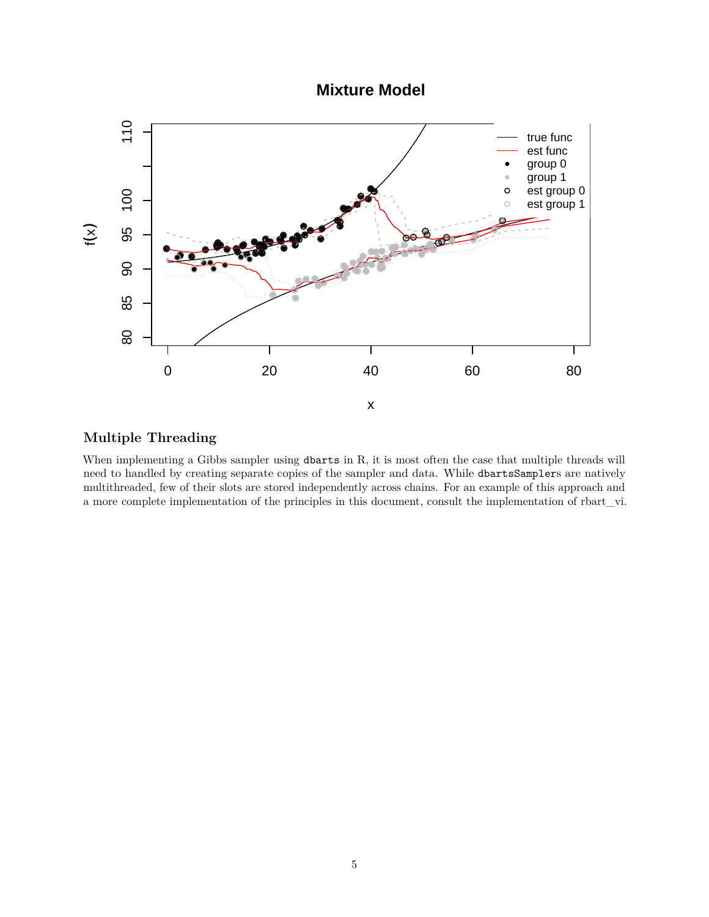Mixture Model

f(x)

110
100
95
90
85
80

0
20
40
60
80

x

true func
est func
group 0
group 1
est group 0
est group 1

### Multiple Threading

When implementing a Gibbs sampler using `dbarts` in R, it is most often the case that multiple threads will need to handled by creating separate copies of the sampler and data. While `dbartsSampler`s are natively multithreaded, few of their slots are stored independently across chains. For an example of this approach and a more complete implementation of the principles in this document, consult the implementation of rbart_vi.